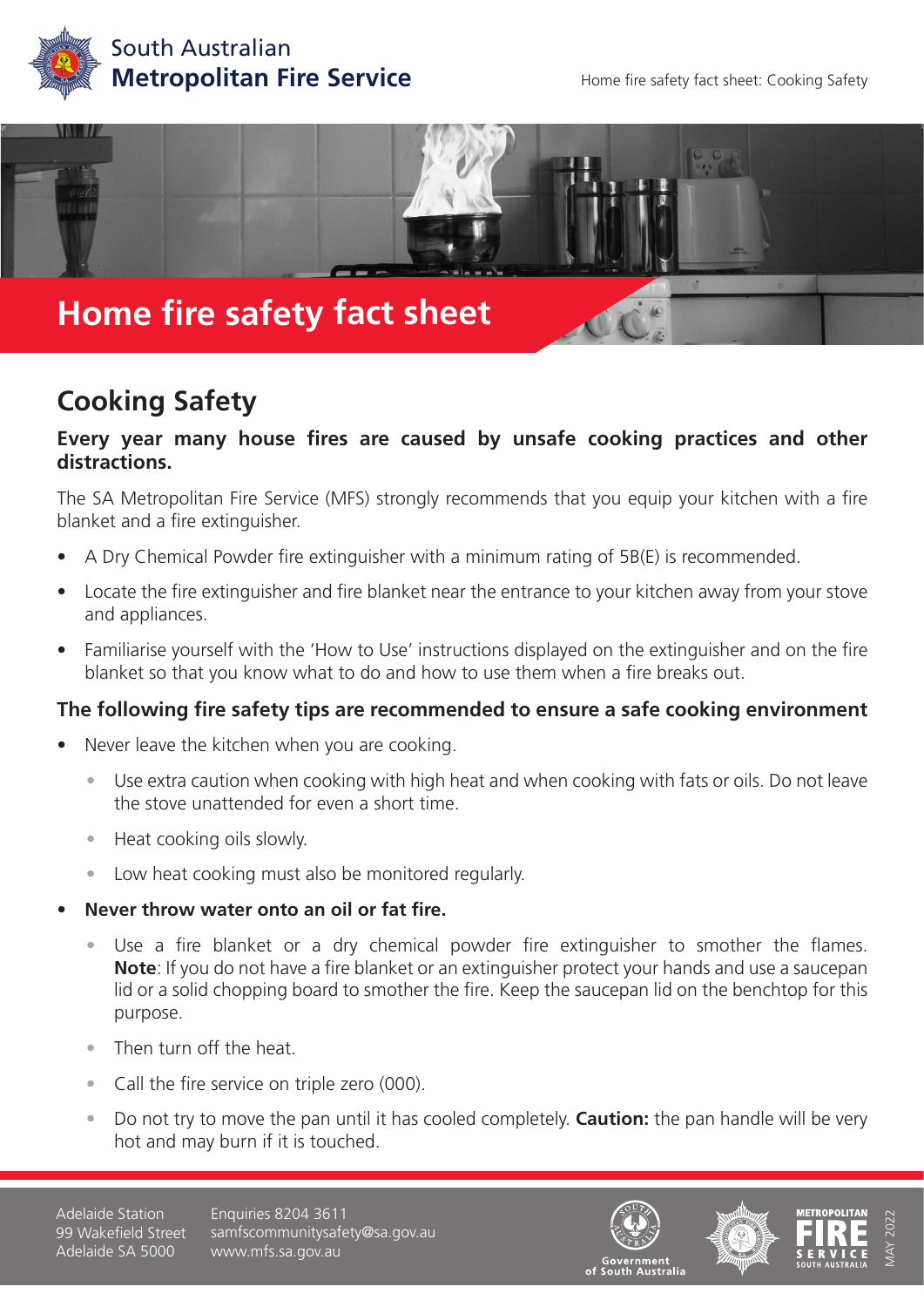South Australian
**Metropolitan Fire Service**

# Home fire safety fact sheet

## Cooking Safety

**Every year many house fires are caused by unsafe cooking practices and other distractions.**

The SA Metropolitan Fire Service (MFS) strongly recommends that you equip your kitchen with a fire blanket and a fire extinguisher.

- A Dry Chemical Powder fire extinguisher with a minimum rating of 5B(E) is recommended.
- Locate the fire extinguisher and fire blanket near the entrance to your kitchen away from your stove and appliances.
- Familiarise yourself with the 'How to Use' instructions displayed on the extinguisher and on the fire blanket so that you know what to do and how to use them when a fire breaks out.

### The following fire safety tips are recommended to ensure a safe cooking environment

- Never leave the kitchen when you are cooking.
  - Use extra caution when cooking with high heat and when cooking with fats or oils. Do not leave the stove unattended for even a short time.
  - Heat cooking oils slowly.
  - Low heat cooking must also be monitored regularly.
- **Never throw water onto an oil or fat fire.**
  - Use a fire blanket or a dry chemical powder fire extinguisher to smother the flames. **Note**: If you do not have a fire blanket or an extinguisher protect your hands and use a saucepan lid or a solid chopping board to smother the fire. Keep the saucepan lid on the benchtop for this purpose.
  - Then turn off the heat.
  - Call the fire service on triple zero (000).
  - Do not try to move the pan until it has cooled completely. **Caution:** the pan handle will be very hot and may burn if it is touched.

Adelaide Station
99 Wakefield Street
Adelaide SA 5000

Enquiries 8204 3611
samfscommunitysafety@sa.gov.au
www.mfs.sa.gov.au

MAY 2022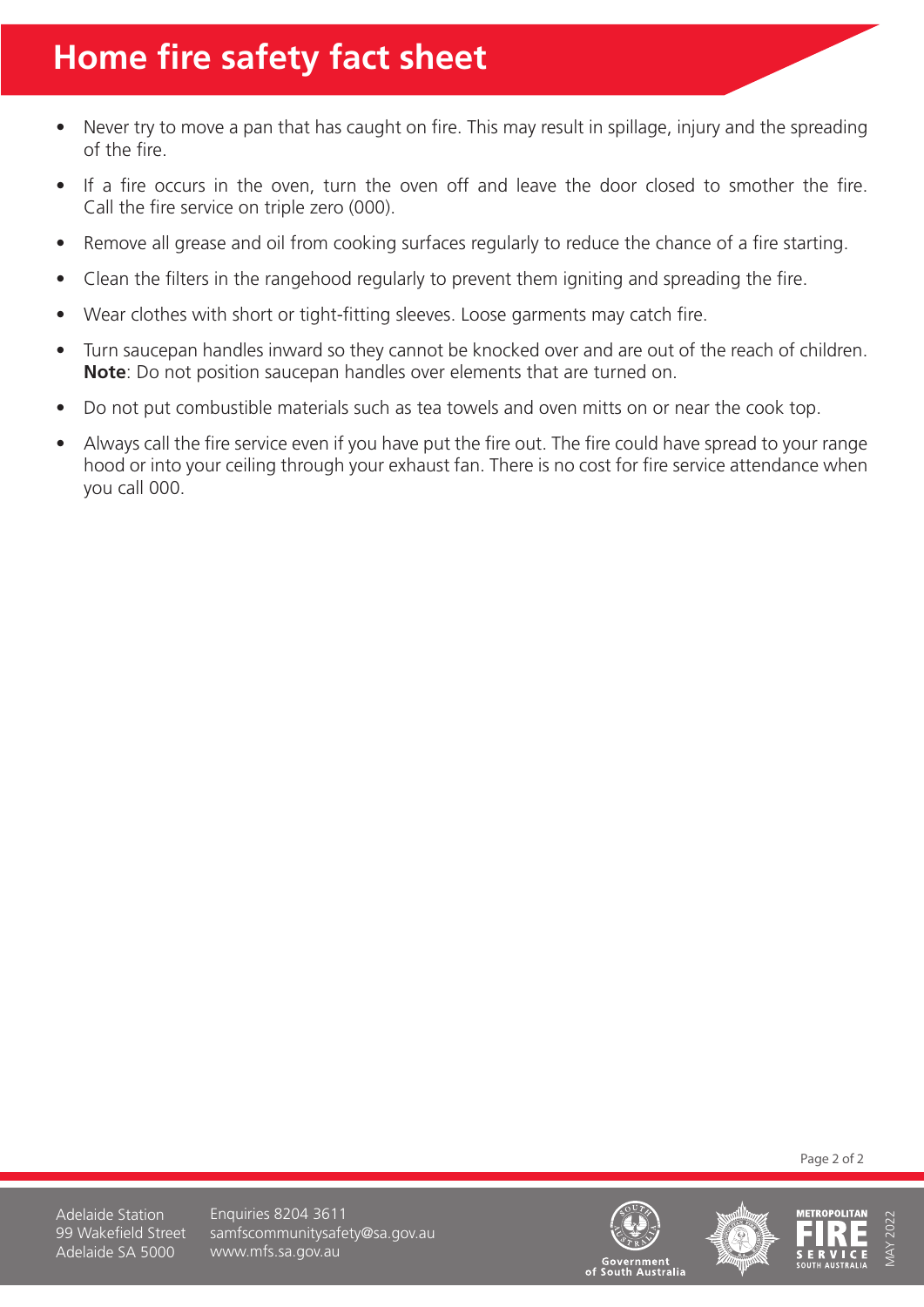# Home fire safety fact sheet

- Never try to move a pan that has caught on fire. This may result in spillage, injury and the spreading of the fire.
- If a fire occurs in the oven, turn the oven off and leave the door closed to smother the fire. Call the fire service on triple zero (000).
- Remove all grease and oil from cooking surfaces regularly to reduce the chance of a fire starting.
- Clean the filters in the rangehood regularly to prevent them igniting and spreading the fire.
- Wear clothes with short or tight-fitting sleeves. Loose garments may catch fire.
- Turn saucepan handles inward so they cannot be knocked over and are out of the reach of children. **Note**: Do not position saucepan handles over elements that are turned on.
- Do not put combustible materials such as tea towels and oven mitts on or near the cook top.
- Always call the fire service even if you have put the fire out. The fire could have spread to your range hood or into your ceiling through your exhaust fan. There is no cost for fire service attendance when you call 000.

Adelaide Station
99 Wakefield Street
Adelaide SA 5000

Enquiries 8204 3611
samfscommunitysafety@sa.gov.au
www.mfs.sa.gov.au

MAY 2022